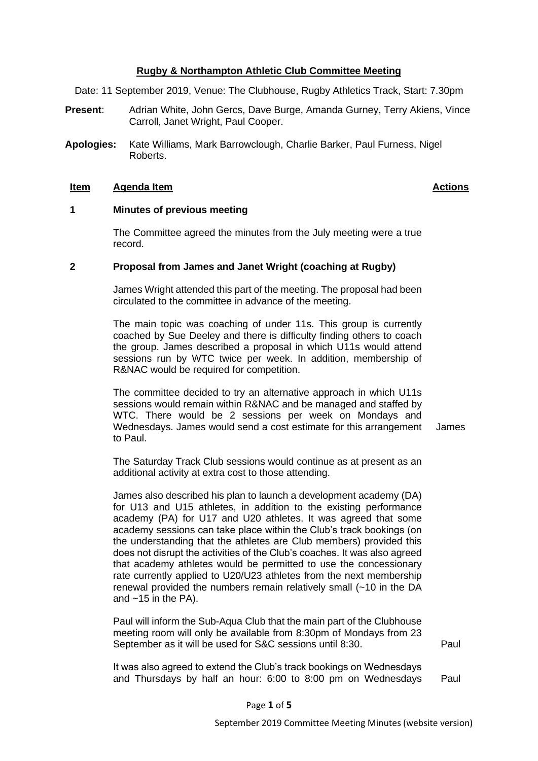# **Rugby & Northampton Athletic Club Committee Meeting**

Date: 11 September 2019, Venue: The Clubhouse, Rugby Athletics Track, Start: 7.30pm

**Present**: Adrian White, John Gercs, Dave Burge, Amanda Gurney, Terry Akiens, Vince Carroll, Janet Wright, Paul Cooper.

**Apologies:** Kate Williams, Mark Barrowclough, Charlie Barker, Paul Furness, Nigel Roberts.

| **Item** | **Agenda Item** | **Actions** |
|---|---|---|
| **1** | **Minutes of previous meeting** | |
| | The Committee agreed the minutes from the July meeting were a true record. | |
| **2** | **Proposal from James and Janet Wright (coaching at Rugby)** | |
| | James Wright attended this part of the meeting. The proposal had been circulated to the committee in advance of the meeting. | |
| | The main topic was coaching of under 11s. This group is currently coached by Sue Deeley and there is difficulty finding others to coach the group. James described a proposal in which U11s would attend sessions run by WTC twice per week. In addition, membership of R&NAC would be required for competition. | |
| | The committee decided to try an alternative approach in which U11s sessions would remain within R&NAC and be managed and staffed by WTC. There would be 2 sessions per week on Mondays and Wednesdays. James would send a cost estimate for this arrangement to Paul. | James |
| | The Saturday Track Club sessions would continue as at present as an additional activity at extra cost to those attending. | |
| | James also described his plan to launch a development academy (DA) for U13 and U15 athletes, in addition to the existing performance academy (PA) for U17 and U20 athletes. It was agreed that some academy sessions can take place within the Club's track bookings (on the understanding that the athletes are Club members) provided this does not disrupt the activities of the Club's coaches. It was also agreed that academy athletes would be permitted to use the concessionary rate currently applied to U20/U23 athletes from the next membership renewal provided the numbers remain relatively small (~10 in the DA and ~15 in the PA). | |
| | Paul will inform the Sub-Aqua Club that the main part of the Clubhouse meeting room will only be available from 8:30pm of Mondays from 23 September as it will be used for S&C sessions until 8:30. | Paul |
| | It was also agreed to extend the Club's track bookings on Wednesdays and Thursdays by half an hour: 6:00 to 8:00 pm on Wednesdays | Paul |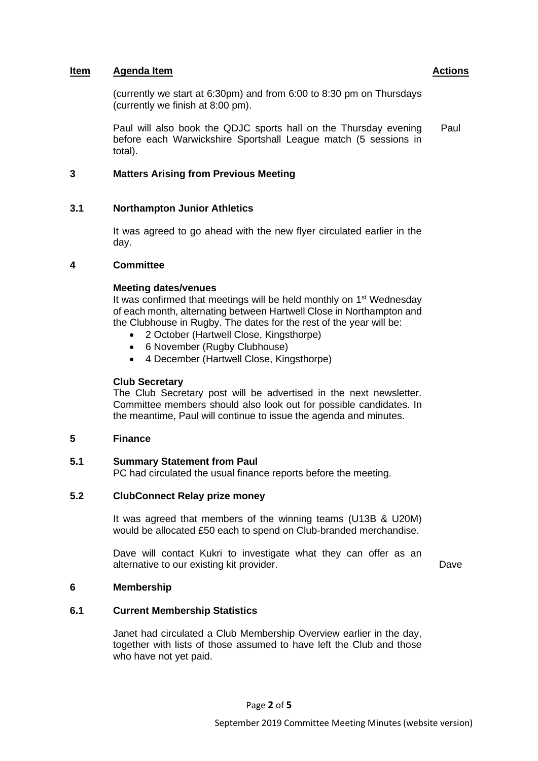| Item | Agenda Item | Actions |
|---|---|---|
| | (currently we start at 6:30pm) and from 6:00 to 8:30 pm on Thursdays (currently we finish at 8:00 pm). | |
| | Paul will also book the QDJC sports hall on the Thursday evening before each Warwickshire Sportshall League match (5 sessions in total). | Paul |

## 3 Matters Arising from Previous Meeting

### 3.1 Northampton Junior Athletics

It was agreed to go ahead with the new flyer circulated earlier in the day.

## 4 Committee

**Meeting dates/venues**

It was confirmed that meetings will be held monthly on 1st Wednesday of each month, alternating between Hartwell Close in Northampton and the Clubhouse in Rugby. The dates for the rest of the year will be:

- 2 October (Hartwell Close, Kingsthorpe)
- 6 November (Rugby Clubhouse)
- 4 December (Hartwell Close, Kingsthorpe)

**Club Secretary**

The Club Secretary post will be advertised in the next newsletter. Committee members should also look out for possible candidates. In the meantime, Paul will continue to issue the agenda and minutes.

## 5 Finance

### 5.1 Summary Statement from Paul

PC had circulated the usual finance reports before the meeting.

### 5.2 ClubConnect Relay prize money

It was agreed that members of the winning teams (U13B & U20M) would be allocated £50 each to spend on Club-branded merchandise.

Dave will contact Kukri to investigate what they can offer as an alternative to our existing kit provider. — **Action: Dave**

## 6 Membership

### 6.1 Current Membership Statistics

Janet had circulated a Club Membership Overview earlier in the day, together with lists of those assumed to have left the Club and those who have not yet paid.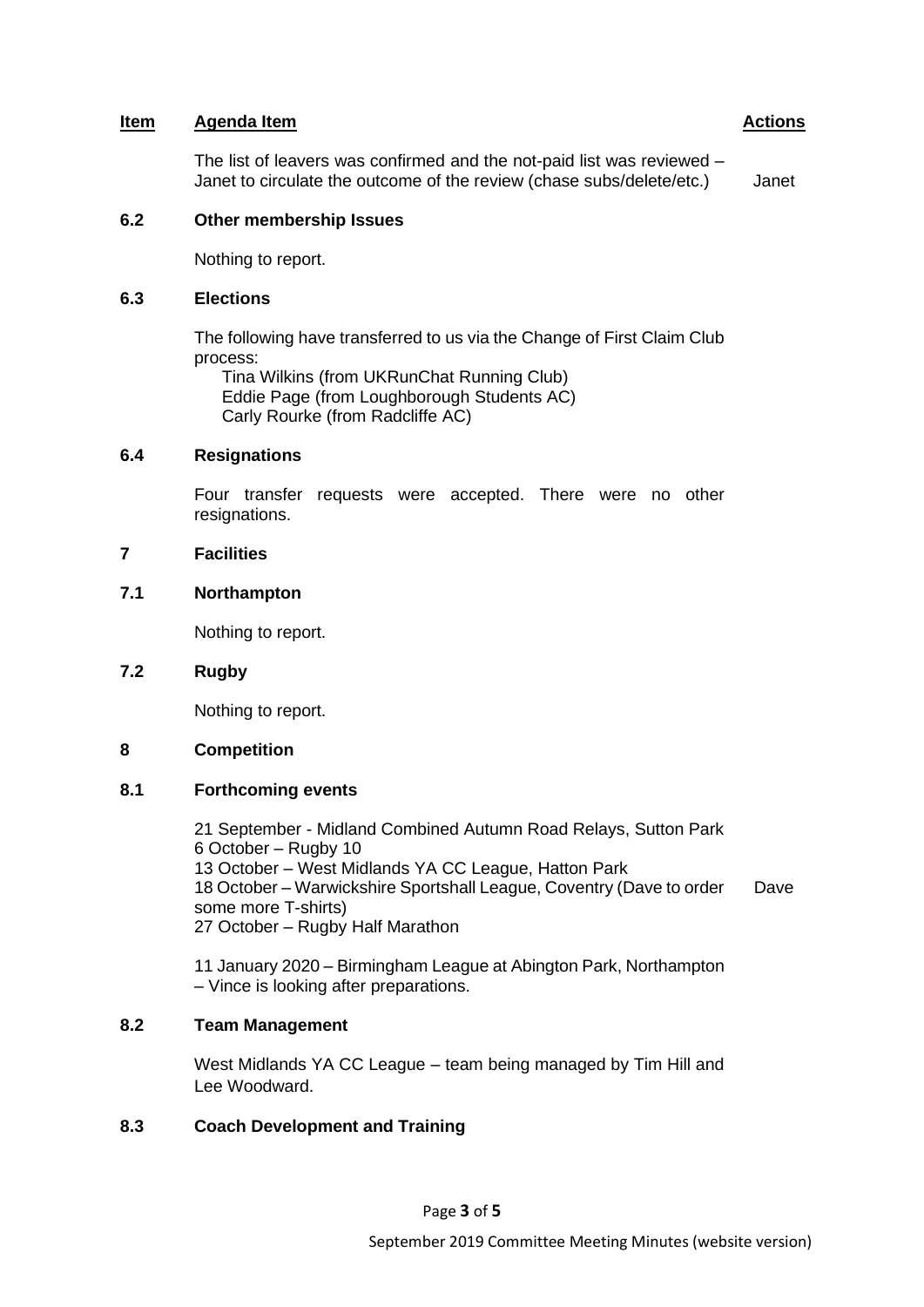| Item | Agenda Item | Actions |
|---|---|---|
| | The list of leavers was confirmed and the not-paid list was reviewed – Janet to circulate the outcome of the review (chase subs/delete/etc.) | Janet |

**6.2 Other membership Issues**

Nothing to report.

**6.3 Elections**

The following have transferred to us via the Change of First Claim Club process:

Tina Wilkins (from UKRunChat Running Club)
Eddie Page (from Loughborough Students AC)
Carly Rourke (from Radcliffe AC)

**6.4 Resignations**

Four transfer requests were accepted. There were no other resignations.

**7 Facilities**

**7.1 Northampton**

Nothing to report.

**7.2 Rugby**

Nothing to report.

**8 Competition**

**8.1 Forthcoming events**

21 September - Midland Combined Autumn Road Relays, Sutton Park
6 October – Rugby 10
13 October – West Midlands YA CC League, Hatton Park
18 October – Warwickshire Sportshall League, Coventry (Dave to order some more T-shirts) — **Action: Dave**
27 October – Rugby Half Marathon

11 January 2020 – Birmingham League at Abington Park, Northampton – Vince is looking after preparations.

**8.2 Team Management**

West Midlands YA CC League – team being managed by Tim Hill and Lee Woodward.

**8.3 Coach Development and Training**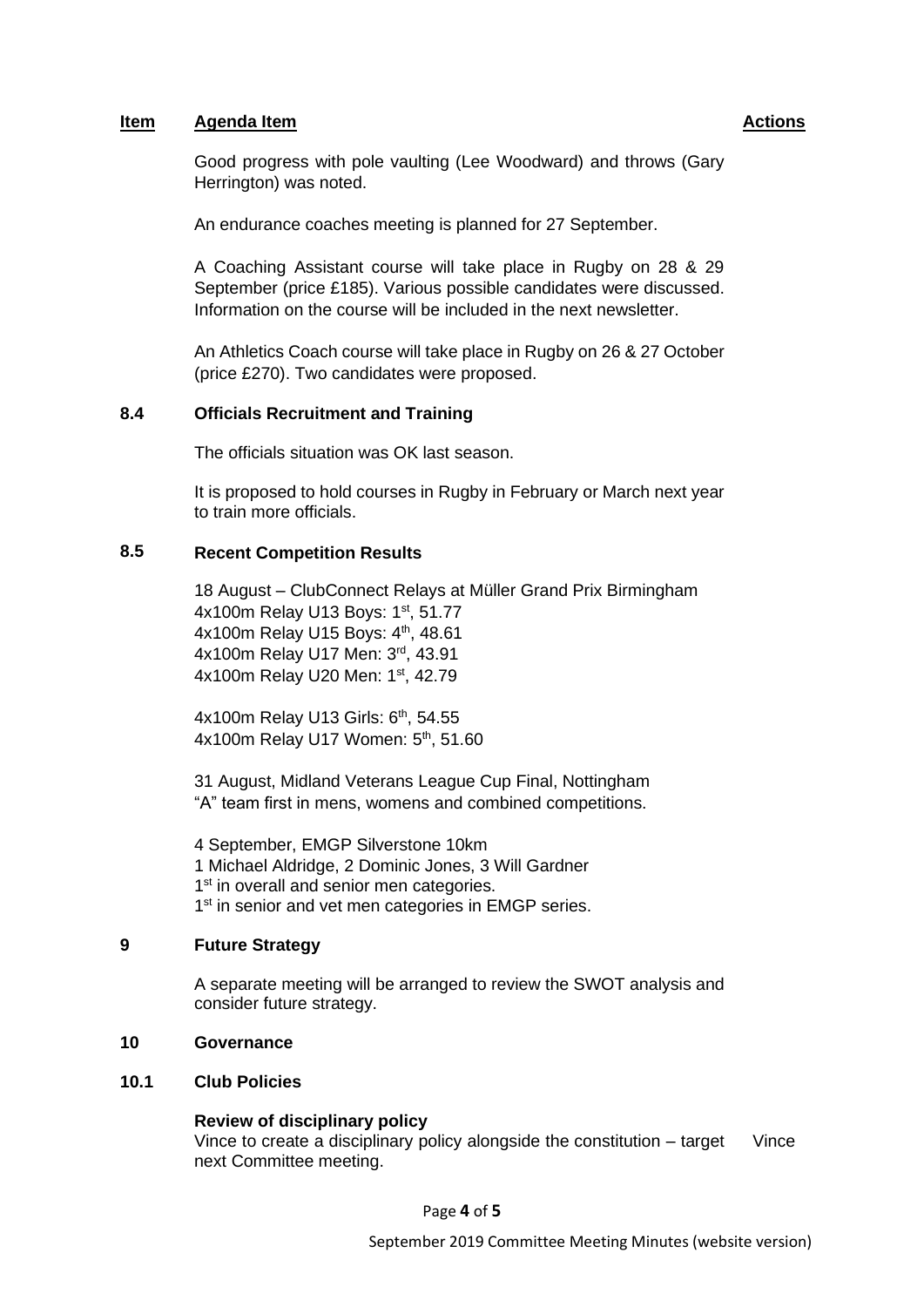| Item | Agenda Item | Actions |
|---|---|---|

Good progress with pole vaulting (Lee Woodward) and throws (Gary Herrington) was noted.

An endurance coaches meeting is planned for 27 September.

A Coaching Assistant course will take place in Rugby on 28 & 29 September (price £185). Various possible candidates were discussed. Information on the course will be included in the next newsletter.

An Athletics Coach course will take place in Rugby on 26 & 27 October (price £270). Two candidates were proposed.

### 8.4 Officials Recruitment and Training

The officials situation was OK last season.

It is proposed to hold courses in Rugby in February or March next year to train more officials.

### 8.5 Recent Competition Results

18 August – ClubConnect Relays at Müller Grand Prix Birmingham
4x100m Relay U13 Boys: 1st, 51.77
4x100m Relay U15 Boys: 4th, 48.61
4x100m Relay U17 Men: 3rd, 43.91
4x100m Relay U20 Men: 1st, 42.79

4x100m Relay U13 Girls: 6th, 54.55
4x100m Relay U17 Women: 5th, 51.60

31 August, Midland Veterans League Cup Final, Nottingham
"A" team first in mens, womens and combined competitions.

4 September, EMGP Silverstone 10km
1 Michael Aldridge, 2 Dominic Jones, 3 Will Gardner
1st in overall and senior men categories.
1st in senior and vet men categories in EMGP series.

## 9 Future Strategy

A separate meeting will be arranged to review the SWOT analysis and consider future strategy.

## 10 Governance

### 10.1 Club Policies

**Review of disciplinary policy**
Vince to create a disciplinary policy alongside the constitution – target next Committee meeting. — **Action: Vince**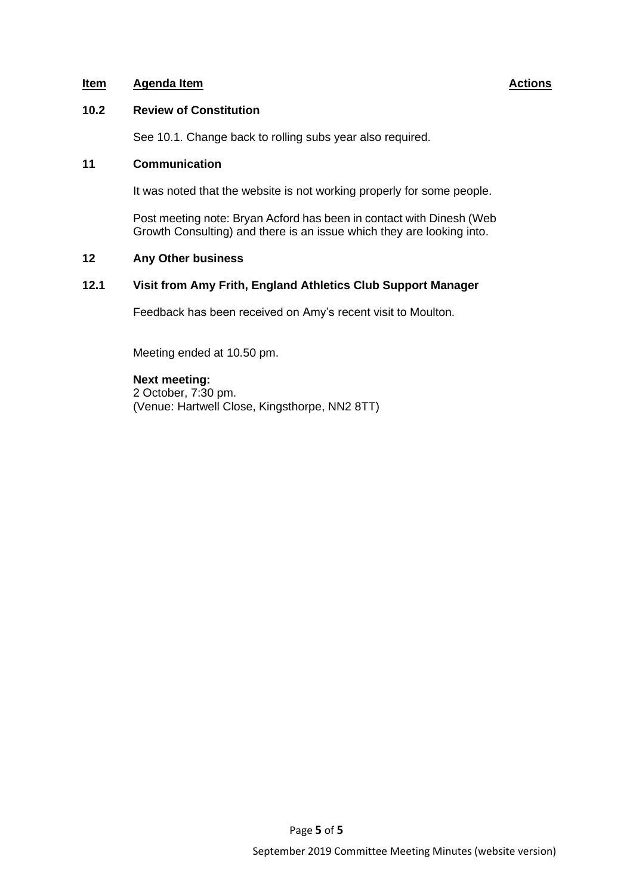| Item | Agenda Item | Actions |
|---|---|---|
| **10.2** | **Review of Constitution** | |
| | See 10.1. Change back to rolling subs year also required. | |
| **11** | **Communication** | |
| | It was noted that the website is not working properly for some people. | |
| | Post meeting note: Bryan Acford has been in contact with Dinesh (Web Growth Consulting) and there is an issue which they are looking into. | |
| **12** | **Any Other business** | |
| **12.1** | **Visit from Amy Frith, England Athletics Club Support Manager** | |
| | Feedback has been received on Amy's recent visit to Moulton. | |

Meeting ended at 10.50 pm.

**Next meeting:**
2 October, 7:30 pm.
(Venue: Hartwell Close, Kingsthorpe, NN2 8TT)